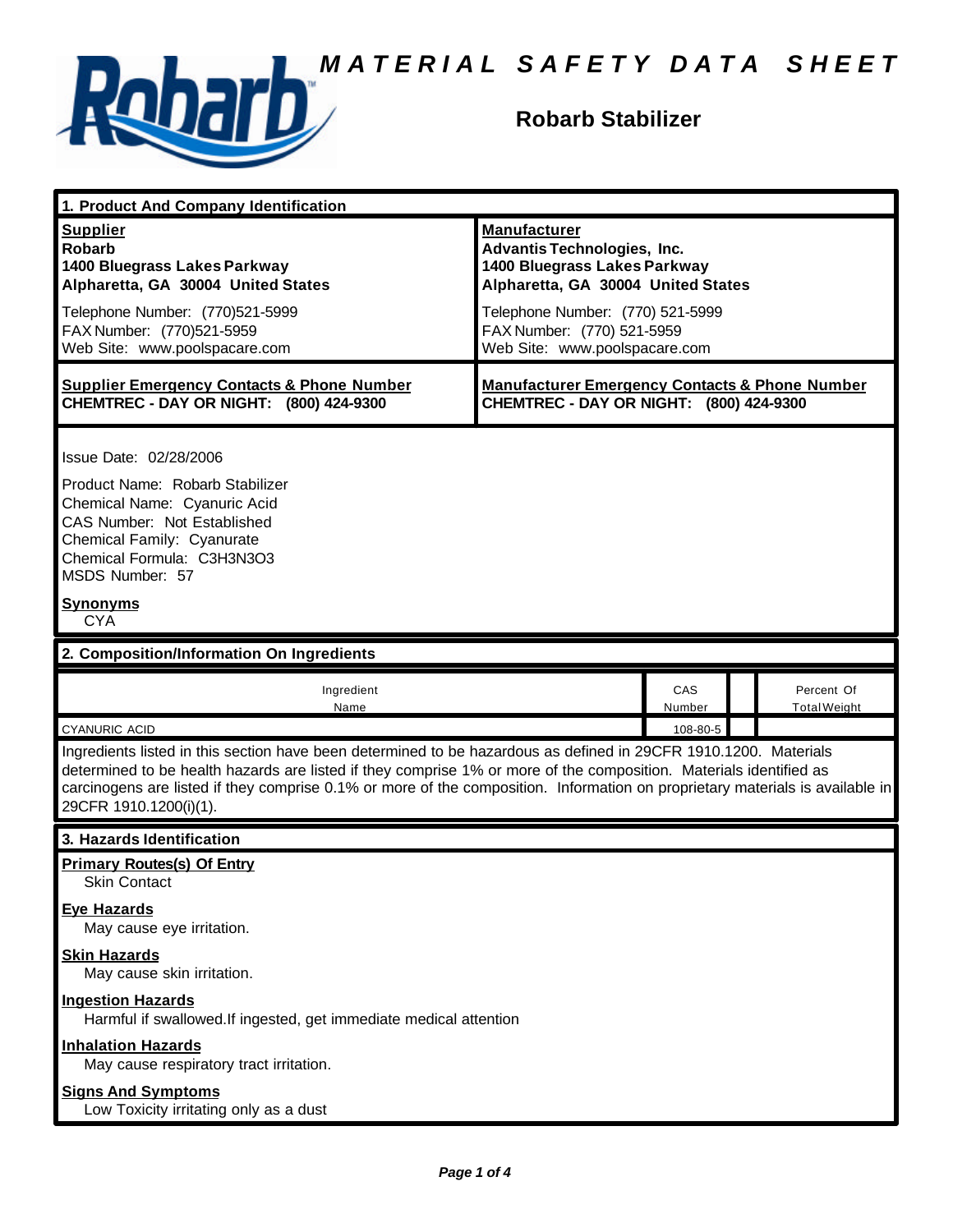# MATERIAL SAFETY DATA SHEET

## Robarb Stabilizer

### 1. Product And Company Identification

| **Supplier** | **Manufacturer** |
|---|---|
| **Robarb**<br>**1400 Bluegrass Lakes Parkway**<br>**Alpharetta, GA 30004 United States** | **Advantis Technologies, Inc.**<br>**1400 Bluegrass Lakes Parkway**<br>**Alpharetta, GA 30004 United States** |
| Telephone Number: (770)521-5999<br>FAX Number: (770)521-5959<br>Web Site: www.poolspacare.com | Telephone Number: (770) 521-5999<br>FAX Number: (770) 521-5959<br>Web Site: www.poolspacare.com |
| **Supplier Emergency Contacts & Phone Number**<br>**CHEMTREC - DAY OR NIGHT: (800) 424-9300** | **Manufacturer Emergency Contacts & Phone Number**<br>**CHEMTREC - DAY OR NIGHT: (800) 424-9300** |

Issue Date: 02/28/2006

Product Name: Robarb Stabilizer
Chemical Name: Cyanuric Acid
CAS Number: Not Established
Chemical Family: Cyanurate
Chemical Formula: $C_3H_3N_3O_3$
MSDS Number: 57

**Synonyms**
CYA

### 2. Composition/Information On Ingredients

| Ingredient Name | CAS Number | | Percent Of Total Weight |
|---|---|---|---|
| CYANURIC ACID | 108-80-5 | | |

Ingredients listed in this section have been determined to be hazardous as defined in 29CFR 1910.1200. Materials determined to be health hazards are listed if they comprise 1% or more of the composition. Materials identified as carcinogens are listed if they comprise 0.1% or more of the composition. Information on proprietary materials is available in 29CFR 1910.1200(i)(1).

### 3. Hazards Identification

**Primary Routes(s) Of Entry**
Skin Contact

**Eye Hazards**
May cause eye irritation.

**Skin Hazards**
May cause skin irritation.

**Ingestion Hazards**
Harmful if swallowed.If ingested, get immediate medical attention

**Inhalation Hazards**
May cause respiratory tract irritation.

**Signs And Symptoms**
Low Toxicity irritating only as a dust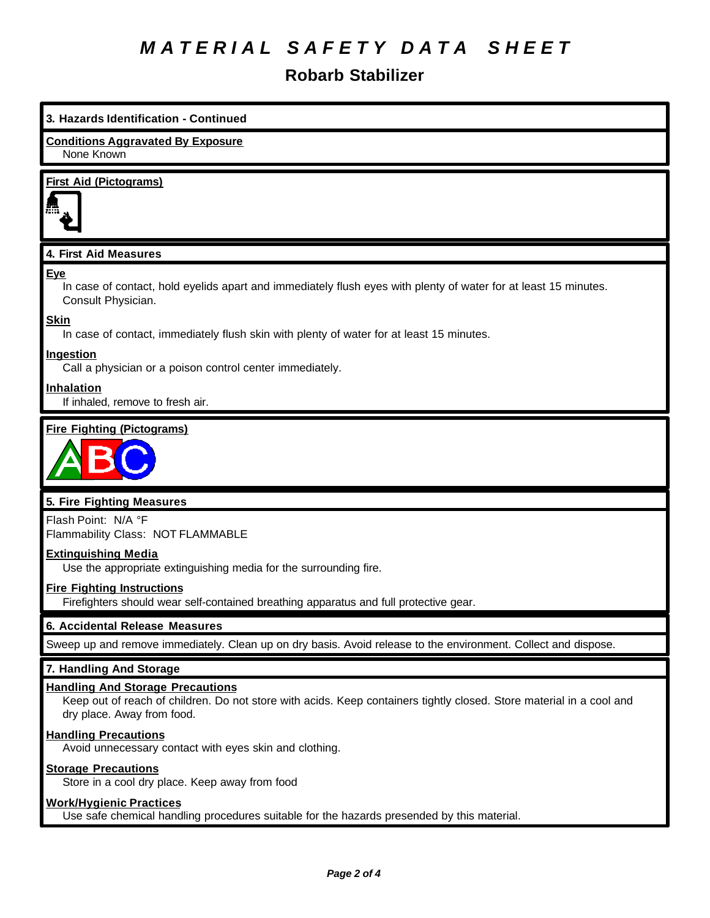# MATERIAL SAFETY DATA SHEET

## Robarb Stabilizer

### 3. Hazards Identification - Continued

**Conditions Aggravated By Exposure**

None Known

**First Aid (Pictograms)**

### 4. First Aid Measures

**Eye**

In case of contact, hold eyelids apart and immediately flush eyes with plenty of water for at least 15 minutes. Consult Physician.

**Skin**

In case of contact, immediately flush skin with plenty of water for at least 15 minutes.

**Ingestion**

Call a physician or a poison control center immediately.

**Inhalation**

If inhaled, remove to fresh air.

**Fire Fighting (Pictograms)**

### 5. Fire Fighting Measures

Flash Point: N/A °F
Flammability Class: NOT FLAMMABLE

**Extinguishing Media**

Use the appropriate extinguishing media for the surrounding fire.

**Fire Fighting Instructions**

Firefighters should wear self-contained breathing apparatus and full protective gear.

### 6. Accidental Release Measures

Sweep up and remove immediately. Clean up on dry basis. Avoid release to the environment. Collect and dispose.

### 7. Handling And Storage

**Handling And Storage Precautions**

Keep out of reach of children. Do not store with acids. Keep containers tightly closed. Store material in a cool and dry place. Away from food.

**Handling Precautions**

Avoid unnecessary contact with eyes skin and clothing.

**Storage Precautions**

Store in a cool dry place. Keep away from food

**Work/Hygienic Practices**

Use safe chemical handling procedures suitable for the hazards presended by this material.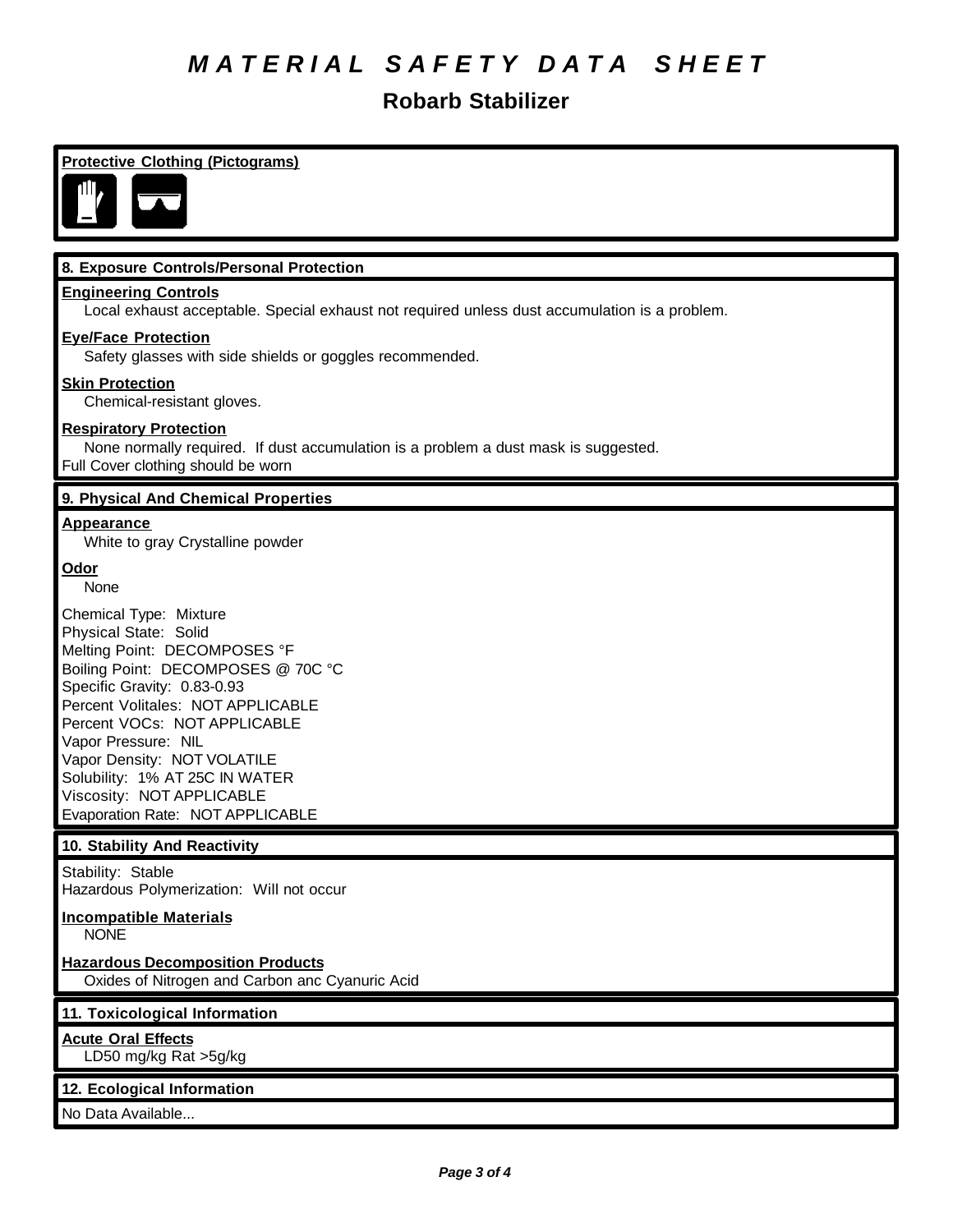# *M A T E R I A L   S A F E T Y   D A T A   S H E E T*

## Robarb Stabilizer

**Protective Clothing (Pictograms)**

### 8. Exposure Controls/Personal Protection

**Engineering Controls**

Local exhaust acceptable. Special exhaust not required unless dust accumulation is a problem.

**Eye/Face Protection**

Safety glasses with side shields or goggles recommended.

**Skin Protection**

Chemical-resistant gloves.

**Respiratory Protection**

None normally required. If dust accumulation is a problem a dust mask is suggested.
Full Cover clothing should be worn

### 9. Physical And Chemical Properties

**Appearance**

White to gray Crystalline powder

**Odor**

None

Chemical Type: Mixture
Physical State: Solid
Melting Point: DECOMPOSES °F
Boiling Point: DECOMPOSES @ 70C °C
Specific Gravity: 0.83-0.93
Percent Volitales: NOT APPLICABLE
Percent VOCs: NOT APPLICABLE
Vapor Pressure: NIL
Vapor Density: NOT VOLATILE
Solubility: 1% AT 25C IN WATER
Viscosity: NOT APPLICABLE
Evaporation Rate: NOT APPLICABLE

### 10. Stability And Reactivity

Stability: Stable
Hazardous Polymerization: Will not occur

**Incompatible Materials**

NONE

**Hazardous Decomposition Products**

Oxides of Nitrogen and Carbon anc Cyanuric Acid

### 11. Toxicological Information

**Acute Oral Effects**

LD50 mg/kg Rat >5g/kg

### 12. Ecological Information

No Data Available...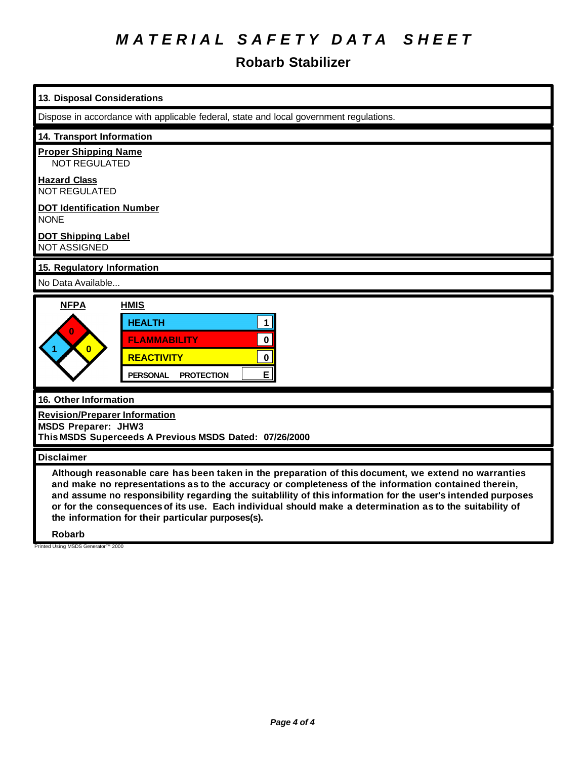# MATERIAL SAFETY DATA SHEET

## Robarb Stabilizer

### 13. Disposal Considerations

Dispose in accordance with applicable federal, state and local government regulations.

### 14. Transport Information

**Proper Shipping Name**
NOT REGULATED

**Hazard Class**
NOT REGULATED

**DOT Identification Number**
NONE

**DOT Shipping Label**
NOT ASSIGNED

### 15. Regulatory Information

No Data Available...

**NFPA**

0
1 0

**HMIS**

| | |
|---|---|
| HEALTH | 1 |
| FLAMMABILITY | 0 |
| REACTIVITY | 0 |
| PERSONAL PROTECTION | E |

### 16. Other Information

**Revision/Preparer Information**
**MSDS Preparer: JHW3**
**This MSDS Superceeds A Previous MSDS Dated: 07/26/2000**

### Disclaimer

**Although reasonable care has been taken in the preparation of this document, we extend no warranties and make no representations as to the accuracy or completeness of the information contained therein, and assume no responsibility regarding the suitablility of this information for the user's intended purposes or for the consequences of its use. Each individual should make a determination as to the suitability of the information for their particular purposes(s).**

**Robarb**

Printed Using MSDS Generator™ 2000